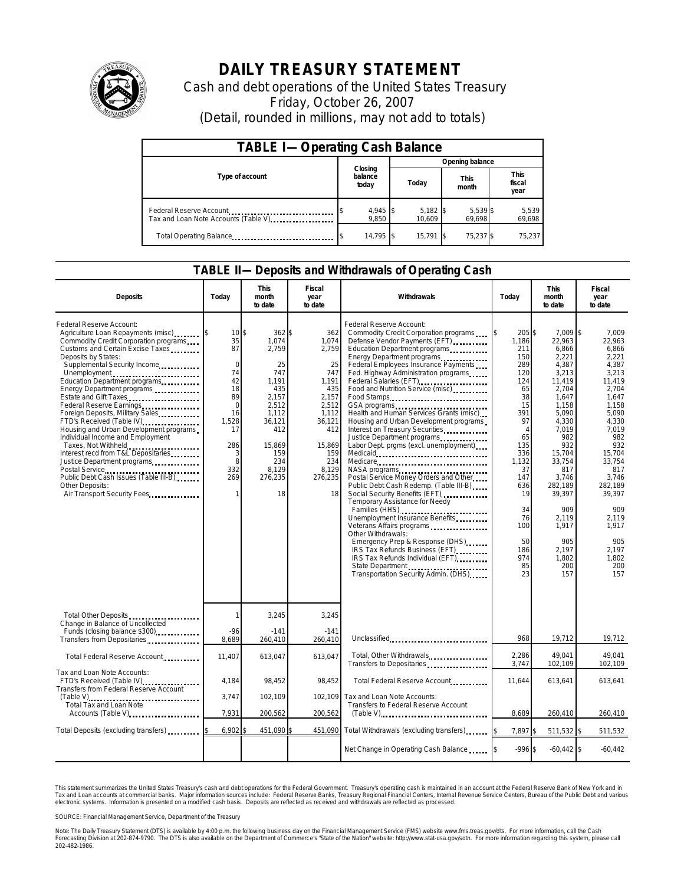# DAILY TREASURY STATEMENT

Cash and debt operations of the United States Treasury
Friday, October 26, 2007
(Detail, rounded in millions, may not add to totals)

## TABLE I— Operating Cash Balance

| Type of account | Closing balance today | Opening balance Today | Opening balance This month | Opening balance This fiscal year |
|---|---|---|---|---|
| Federal Reserve Account | $ 4,945 | $ 5,182 | $ 5,539 | $ 5,539 |
| Tax and Loan Note Accounts (Table V) | 9,850 | 10,609 | 69,698 | 69,698 |
| Total Operating Balance | $ 14,795 | $ 15,791 | $ 75,237 | $ 75,237 |

## TABLE II— Deposits and Withdrawals of Operating Cash

| Deposits | Today | This month to date | Fiscal year to date |
|---|---|---|---|
| Federal Reserve Account: | | | |
| Agriculture Loan Repayments (misc) | $ 10 | $ 362 | $ 362 |
| Commodity Credit Corporation programs | 35 | 1,074 | 1,074 |
| Customs and Certain Excise Taxes | 87 | 2,759 | 2,759 |
| Deposits by States: | | | |
| Supplemental Security Income | 0 | 25 | 25 |
| Unemployment | 74 | 747 | 747 |
| Education Department programs | 42 | 1,191 | 1,191 |
| Energy Department programs | 18 | 435 | 435 |
| Estate and Gift Taxes | 89 | 2,157 | 2,157 |
| Federal Reserve Earnings | 0 | 2,512 | 2,512 |
| Foreign Deposits, Military Sales | 16 | 1,112 | 1,112 |
| FTD's Received (Table IV) | 1,528 | 36,121 | 36,121 |
| Housing and Urban Development programs | 17 | 412 | 412 |
| Individual Income and Employment Taxes, Not Withheld | 286 | 15,869 | 15,869 |
| Interest recd from T&L Depositaries | 3 | 159 | 159 |
| Justice Department programs | 8 | 234 | 234 |
| Postal Service | 332 | 8,129 | 8,129 |
| Public Debt Cash Issues (Table III-B) | 269 | 276,235 | 276,235 |
| Other Deposits: | | | |
| Air Transport Security Fees | 1 | 18 | 18 |
| Total Other Deposits | 1 | 3,245 | 3,245 |
| Change in Balance of Uncollected Funds (closing balance $300) | -96 | -141 | -141 |
| Transfers from Depositaries | 8,689 | 260,410 | 260,410 |
| Total Federal Reserve Account | 11,407 | 613,047 | 613,047 |
| Tax and Loan Note Accounts: | | | |
| FTD's Received (Table IV) | 4,184 | 98,452 | 98,452 |
| Transfers from Federal Reserve Account (Table V) | 3,747 | 102,109 | 102,109 |
| Total Tax and Loan Note Accounts (Table V) | 7,931 | 200,562 | 200,562 |
| Total Deposits (excluding transfers) | $ 6,902 | $ 451,090 | $ 451,090 |

| Withdrawals | Today | This month to date | Fiscal year to date |
|---|---|---|---|
| Federal Reserve Account: | | | |
| Commodity Credit Corporation programs | $ 205 | $ 7,009 | $ 7,009 |
| Defense Vendor Payments (EFT) | 1,186 | 22,963 | 22,963 |
| Education Department programs | 211 | 6,866 | 6,866 |
| Energy Department programs | 150 | 2,221 | 2,221 |
| Federal Employees Insurance Payments | 289 | 4,387 | 4,387 |
| Fed. Highway Administration programs | 120 | 3,213 | 3,213 |
| Federal Salaries (EFT) | 124 | 11,419 | 11,419 |
| Food and Nutrition Service (misc) | 65 | 2,704 | 2,704 |
| Food Stamps | 38 | 1,647 | 1,647 |
| GSA programs | 15 | 1,158 | 1,158 |
| Health and Human Services Grants (misc) | 391 | 5,090 | 5,090 |
| Housing and Urban Development programs | 97 | 4,330 | 4,330 |
| Interest on Treasury Securities | 4 | 7,019 | 7,019 |
| Justice Department programs | 65 | 982 | 982 |
| Labor Dept. prgms (excl. unemployment) | 135 | 932 | 932 |
| Medicaid | 336 | 15,704 | 15,704 |
| Medicare | 1,132 | 33,754 | 33,754 |
| NASA programs | 37 | 817 | 817 |
| Postal Service Money Orders and Other | 147 | 3,746 | 3,746 |
| Public Debt Cash Redemp. (Table III-B) | 636 | 282,189 | 282,189 |
| Social Security Benefits (EFT) | 19 | 39,397 | 39,397 |
| Temporary Assistance for Needy Families (HHS) | 34 | 909 | 909 |
| Unemployment Insurance Benefits | 76 | 2,119 | 2,119 |
| Veterans Affairs programs | 100 | 1,917 | 1,917 |
| Other Withdrawals: | | | |
| Emergency Prep & Response (DHS) | 50 | 905 | 905 |
| IRS Tax Refunds Business (EFT) | 186 | 2,197 | 2,197 |
| IRS Tax Refunds Individual (EFT) | 974 | 1,802 | 1,802 |
| State Department | 85 | 200 | 200 |
| Transportation Security Admin. (DHS) | 23 | 157 | 157 |
| Unclassified | 968 | 19,712 | 19,712 |
| Total, Other Withdrawals | 2,286 | 49,041 | 49,041 |
| Transfers to Depositaries | 3,747 | 102,109 | 102,109 |
| Total Federal Reserve Account | 11,644 | 613,641 | 613,641 |
| Tax and Loan Note Accounts: | | | |
| Transfers to Federal Reserve Account (Table V) | 8,689 | 260,410 | 260,410 |
| Total Withdrawals (excluding transfers) | $ 7,897 | $ 511,532 | $ 511,532 |
| Net Change in Operating Cash Balance | $ -996 | $ -60,442 | $ -60,442 |

This statement summarizes the United States Treasury's cash and debt operations for the Federal Government. Treasury's operating cash is maintained in an account at the Federal Reserve Bank of New York and in Tax and Loan accounts at commercial banks. Major information sources include: Federal Reserve Banks, Treasury Regional Financial Centers, Internal Revenue Service Centers, Bureau of the Public Debt and various electronic systems. Information is presented on a modified cash basis. Deposits are reflected as received and withdrawals are reflected as processed.

SOURCE: Financial Management Service, Department of the Treasury

Note: The Daily Treasury Statement (DTS) is available by 4:00 p.m. the following business day on the Financial Management Service (FMS) website www.fms.treas.gov/dts. For more information, call the Cash Forecasting Division at 202-874-9790. The DTS is also available on the Department of Commerce's "State of the Nation" website: http://www.stat-usa.gov/sotn. For more information regarding this system, please call 202-482-1986.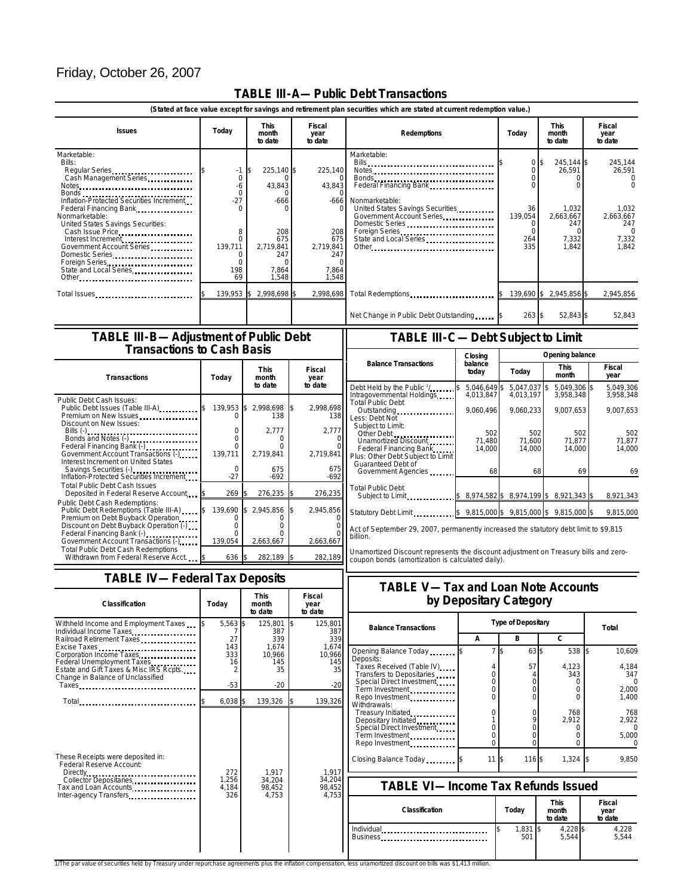Friday, October 26, 2007

## TABLE III-A— Public Debt Transactions

(Stated at face value except for savings and retirement plan securities which are stated at current redemption value.)

| Issues | Today | This month to date | Fiscal year to date |
|---|---|---|---|
| Marketable: | | | |
| Bills: | | | |
| Regular Series | $ -1 | $ 225,140 | $ 225,140 |
| Cash Management Series | 0 | 0 | 0 |
| Notes | -6 | 43,843 | 43,843 |
| Bonds | 0 | 0 | 0 |
| Inflation-Protected Securities Increment | -27 | -666 | -666 |
| Federal Financing Bank | 0 | 0 | 0 |
| Nonmarketable: | | | |
| United States Savings Securities: | | | |
| Cash Issue Price | 8 | 208 | 208 |
| Interest Increment | 0 | 675 | 675 |
| Government Account Series | 139,711 | 2,719,841 | 2,719,841 |
| Domestic Series | 0 | 247 | 247 |
| Foreign Series | 0 | 0 | 0 |
| State and Local Series | 198 | 7,864 | 7,864 |
| Other | 69 | 1,548 | 1,548 |
| Total Issues | $ 139,953 | $ 2,998,698 | $ 2,998,698 |

| Redemptions | Today | This month to date | Fiscal year to date |
|---|---|---|---|
| Marketable: | | | |
| Bills | $ 0 | $ 245,144 | $ 245,144 |
| Notes | 0 | 26,591 | 26,591 |
| Bonds | 0 | 0 | 0 |
| Federal Financing Bank | 0 | 0 | 0 |
| Nonmarketable: | | | |
| United States Savings Securities | 36 | 1,032 | 1,032 |
| Government Account Series | 139,054 | 2,663,667 | 2,663,667 |
| Domestic Series | 0 | 247 | 247 |
| Foreign Series | 0 | 0 | 0 |
| State and Local Series | 264 | 7,332 | 7,332 |
| Other | 335 | 1,842 | 1,842 |
| Total Redemptions | $ 139,690 | $ 2,945,856 | $ 2,945,856 |
| Net Change in Public Debt Outstanding | $ 263 | $ 52,843 | $ 52,843 |

## TABLE III-B— Adjustment of Public Debt Transactions to Cash Basis

| Transactions | Today | This month to date | Fiscal year to date |
|---|---|---|---|
| Public Debt Cash Issues: | | | |
| Public Debt Issues (Table III-A) | $ 139,953 | $ 2,998,698 | $ 2,998,698 |
| Premium on New Issues | 0 | 138 | 138 |
| Discount on New Issues: | | | |
| Bills (-) | 0 | 2,777 | 2,777 |
| Bonds and Notes (-) | 0 | 0 | 0 |
| Federal Financing Bank (-) | 0 | 0 | 0 |
| Government Account Transactions (-) | 139,711 | 2,719,841 | 2,719,841 |
| Interest Increment on United States Savings Securities (-) | 0 | 675 | 675 |
| Inflation-Protected Securities Increment | -27 | -692 | -692 |
| Total Public Debt Cash Issues Deposited in Federal Reserve Account | $ 269 | $ 276,235 | $ 276,235 |
| Public Debt Cash Redemptions: | | | |
| Public Debt Redemptions (Table III-A) | $ 139,690 | $ 2,945,856 | $ 2,945,856 |
| Premium on Debt Buyback Operation | 0 | 0 | 0 |
| Discount on Debt Buyback Operation (-) | 0 | 0 | 0 |
| Federal Financing Bank (-) | 0 | 0 | 0 |
| Government Account Transactions (-) | 139,054 | 2,663,667 | 2,663,667 |
| Total Public Debt Cash Redemptions Withdrawn from Federal Reserve Acct. | $ 636 | $ 282,189 | $ 282,189 |

## TABLE III-C— Debt Subject to Limit

| Balance Transactions | Closing balance today | Opening balance Today | Opening balance This month | Opening balance Fiscal year |
|---|---|---|---|---|
| Debt Held by the Public [1] | $ 5,046,649 | $ 5,047,037 | $ 5,049,306 | $ 5,049,306 |
| Intragovernmental Holdings | 4,013,847 | 4,013,197 | 3,958,348 | 3,958,348 |
| Total Public Debt Outstanding | 9,060,496 | 9,060,233 | 9,007,653 | 9,007,653 |
| Less: Debt Not Subject to Limit: | | | | |
| Other Debt | 502 | 502 | 502 | 502 |
| Unamortized Discount | 71,480 | 71,600 | 71,877 | 71,877 |
| Federal Financing Bank | 14,000 | 14,000 | 14,000 | 14,000 |
| Plus: Other Debt Subject to Limit Guaranteed Debt of Government Agencies | 68 | 68 | 69 | 69 |
| Total Public Debt Subject to Limit | $ 8,974,582 | $ 8,974,199 | $ 8,921,343 | $ 8,921,343 |
| Statutory Debt Limit | $ 9,815,000 | $ 9,815,000 | $ 9,815,000 | $ 9,815,000 |

Act of September 29, 2007, permanently increased the statutory debt limit to $9,815 billion.

Unamortized Discount represents the discount adjustment on Treasury bills and zero-coupon bonds (amortization is calculated daily).

## TABLE IV— Federal Tax Deposits

| Classification | Today | This month to date | Fiscal year to date |
|---|---|---|---|
| Withheld Income and Employment Taxes | $ 5,563 | $ 125,801 | $ 125,801 |
| Individual Income Taxes | 7 | 387 | 387 |
| Railroad Retirement Taxes | 27 | 339 | 339 |
| Excise Taxes | 143 | 1,674 | 1,674 |
| Corporation Income Taxes | 333 | 10,966 | 10,966 |
| Federal Unemployment Taxes | 16 | 145 | 145 |
| Estate and Gift Taxes & Misc IRS Rcpts. | 2 | 35 | 35 |
| Change in Balance of Unclassified Taxes | -53 | -20 | -20 |
| Total | $ 6,038 | $ 139,326 | $ 139,326 |
| These Receipts were deposited in: | | | |
| Federal Reserve Account: | | | |
| Directly | 272 | 1,917 | 1,917 |
| Collector Depositaries | 1,256 | 34,204 | 34,204 |
| Tax and Loan Accounts | 4,184 | 98,452 | 98,452 |
| Inter-agency Transfers | 326 | 4,753 | 4,753 |

## TABLE V— Tax and Loan Note Accounts by Depositary Category

| Balance Transactions | Type of Depositary A | B | C | Total |
|---|---|---|---|---|
| Opening Balance Today | $ 7 | $ 63 | $ 538 | $ 10,609 |
| Deposits: | | | | |
| Taxes Received (Table IV) | 4 | 57 | 4,123 | 4,184 |
| Transfers to Depositaries | 0 | 4 | 343 | 347 |
| Special Direct Investment | 0 | 0 | 0 | 0 |
| Term Investment | 0 | 0 | 0 | 2,000 |
| Repo Investment | 0 | 0 | 0 | 1,400 |
| Withdrawals: | | | | |
| Treasury Initiated | 0 | 0 | 768 | 768 |
| Depositary Initiated | 1 | 9 | 2,912 | 2,922 |
| Special Direct Investment | 0 | 0 | 0 | 0 |
| Term Investment | 0 | 0 | 0 | 5,000 |
| Repo Investment | 0 | 0 | 0 | 0 |
| Closing Balance Today | $ 11 | $ 116 | $ 1,324 | $ 9,850 |

## TABLE VI— Income Tax Refunds Issued

| Classification | Today | This month to date | Fiscal year to date |
|---|---|---|---|
| Individual | $ 1,831 | $ 4,228 | $ 4,228 |
| Business | 501 | 5,544 | 5,544 |

1/The par value of securities held by Treasury under repurchase agreements plus the inflation compensation, less unamortized discount on bills was $1,413 million.